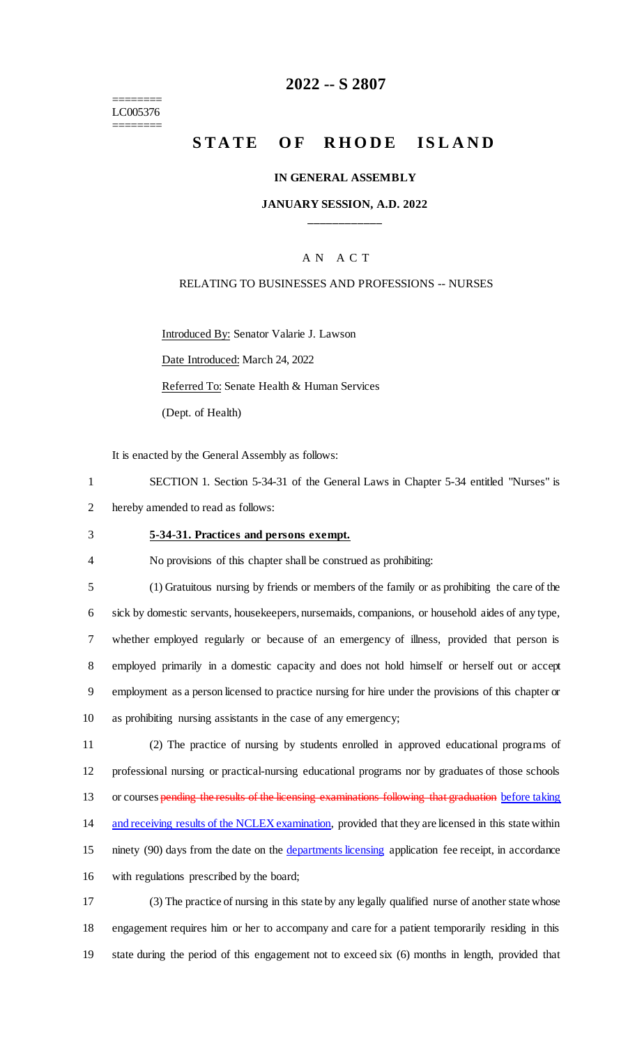# 2022 -- S 2807

========
LC005376
========

## STATE OF RHODE ISLAND

### IN GENERAL ASSEMBLY

### JANUARY SESSION, A.D. 2022

____________

A N A C T

RELATING TO BUSINESSES AND PROFESSIONS -- NURSES

Introduced By: Senator Valarie J. Lawson

Date Introduced: March 24, 2022

Referred To: Senate Health & Human Services

(Dept. of Health)

It is enacted by the General Assembly as follows:

1 SECTION 1. Section 5-34-31 of the General Laws in Chapter 5-34 entitled "Nurses" is
2 hereby amended to read as follows:

3 **5-34-31. Practices and persons exempt.**

4 No provisions of this chapter shall be construed as prohibiting:

5 (1) Gratuitous nursing by friends or members of the family or as prohibiting the care of the
6 sick by domestic servants, housekeepers, nursemaids, companions, or household aides of any type,
7 whether employed regularly or because of an emergency of illness, provided that person is
8 employed primarily in a domestic capacity and does not hold himself or herself out or accept
9 employment as a person licensed to practice nursing for hire under the provisions of this chapter or
10 as prohibiting nursing assistants in the case of any emergency;

11 (2) The practice of nursing by students enrolled in approved educational programs of
12 professional nursing or practical-nursing educational programs nor by graduates of those schools
13 or courses ~~pending the results of the licensing examinations following that graduation~~ before taking
14 and receiving results of the NCLEX examination, provided that they are licensed in this state within
15 ninety (90) days from the date on the departments licensing application fee receipt, in accordance
16 with regulations prescribed by the board;

17 (3) The practice of nursing in this state by any legally qualified nurse of another state whose
18 engagement requires him or her to accompany and care for a patient temporarily residing in this
19 state during the period of this engagement not to exceed six (6) months in length, provided that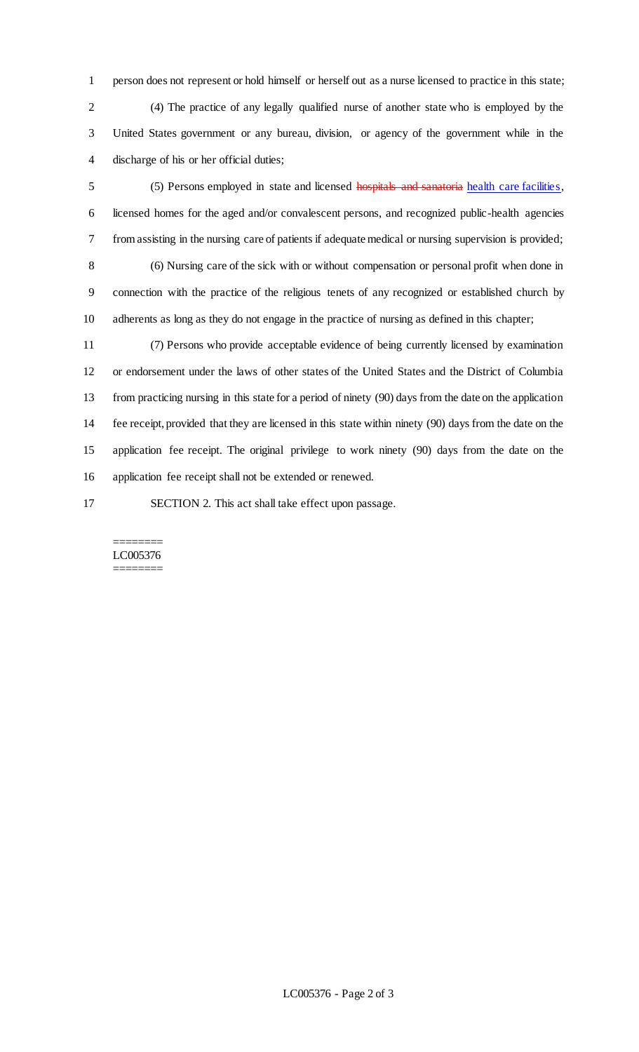person does not represent or hold himself or herself out as a nurse licensed to practice in this state;

(4) The practice of any legally qualified nurse of another state who is employed by the United States government or any bureau, division, or agency of the government while in the discharge of his or her official duties;

(5) Persons employed in state and licensed ~~hospitals and sanatoria~~ <u>health care facilities</u>, licensed homes for the aged and/or convalescent persons, and recognized public-health agencies from assisting in the nursing care of patients if adequate medical or nursing supervision is provided;

(6) Nursing care of the sick with or without compensation or personal profit when done in connection with the practice of the religious tenets of any recognized or established church by adherents as long as they do not engage in the practice of nursing as defined in this chapter;

(7) Persons who provide acceptable evidence of being currently licensed by examination or endorsement under the laws of other states of the United States and the District of Columbia from practicing nursing in this state for a period of ninety (90) days from the date on the application fee receipt, provided that they are licensed in this state within ninety (90) days from the date on the application fee receipt. The original privilege to work ninety (90) days from the date on the application fee receipt shall not be extended or renewed.

SECTION 2. This act shall take effect upon passage.

========
LC005376
========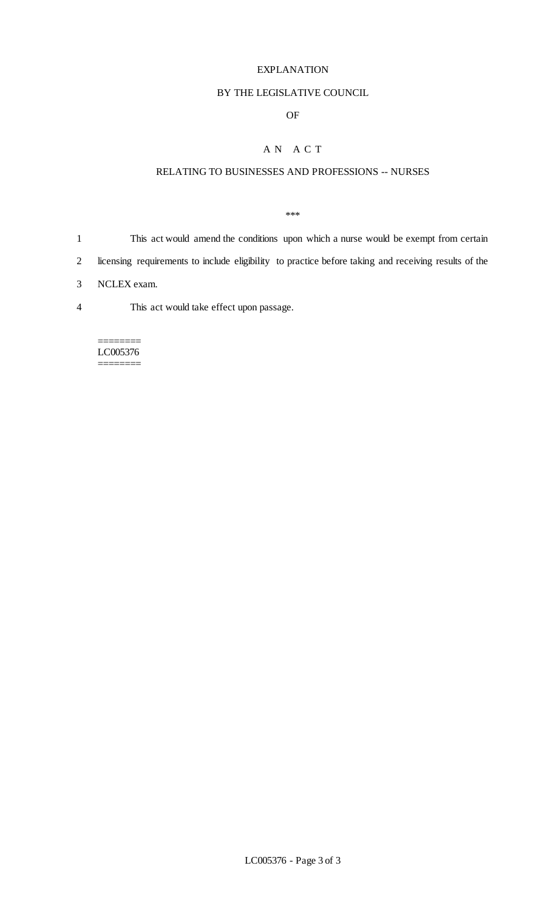EXPLANATION

BY THE LEGISLATIVE COUNCIL

OF

# A N A C T

## RELATING TO BUSINESSES AND PROFESSIONS -- NURSES

\*\*\*

This act would amend the conditions upon which a nurse would be exempt from certain licensing requirements to include eligibility to practice before taking and receiving results of the NCLEX exam.

This act would take effect upon passage.

========
LC005376
========